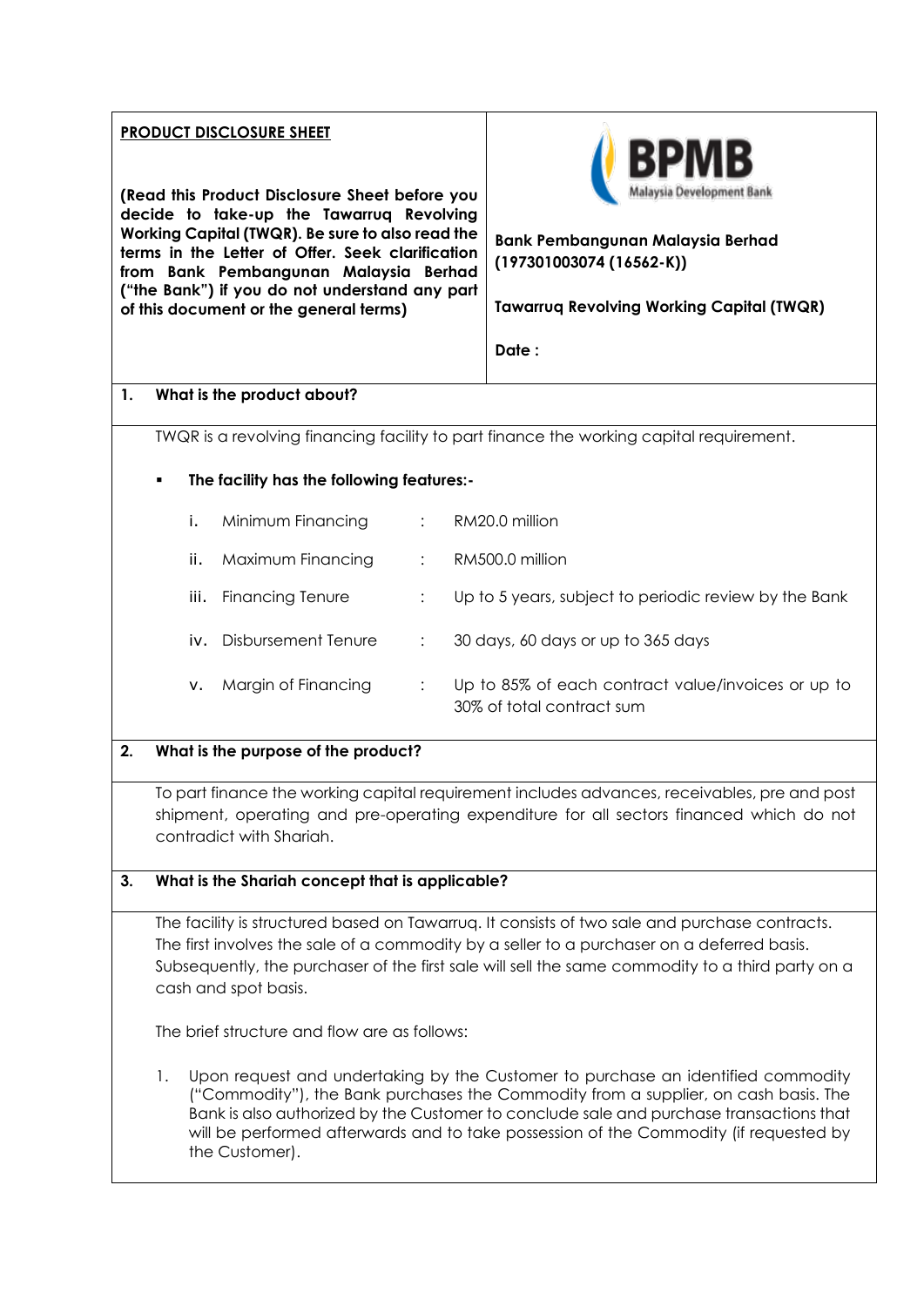**PRODUCT DISCLOSURE SHEET**

**(Read this Product Disclosure Sheet before you decide to take-up the Tawarruq Revolving Working Capital (TWQR). Be sure to also read the terms in the Letter of Offer. Seek clarification from Bank Pembangunan Malaysia Berhad ("the Bank") if you do not understand any part of this document or the general terms)**

BPMB Malaysia Development Bank

**Bank Pembangunan Malaysia Berhad (197301003074 (16562-K))**

**Tawarruq Revolving Working Capital (TWQR)**

**Date :**

## 1. What is the product about?

TWQR is a revolving financing facility to part finance the working capital requirement.

- **The facility has the following features:-**

| | | | |
|---|---|---|---|
| i. | Minimum Financing | : | RM20.0 million |
| ii. | Maximum Financing | : | RM500.0 million |
| iii. | Financing Tenure | : | Up to 5 years, subject to periodic review by the Bank |
| iv. | Disbursement Tenure | : | 30 days, 60 days or up to 365 days |
| v. | Margin of Financing | : | Up to 85% of each contract value/invoices or up to 30% of total contract sum |

## 2. What is the purpose of the product?

To part finance the working capital requirement includes advances, receivables, pre and post shipment, operating and pre-operating expenditure for all sectors financed which do not contradict with Shariah.

## 3. What is the Shariah concept that is applicable?

The facility is structured based on Tawarruq. It consists of two sale and purchase contracts. The first involves the sale of a commodity by a seller to a purchaser on a deferred basis. Subsequently, the purchaser of the first sale will sell the same commodity to a third party on a cash and spot basis.

The brief structure and flow are as follows:

1. Upon request and undertaking by the Customer to purchase an identified commodity ("Commodity"), the Bank purchases the Commodity from a supplier, on cash basis. The Bank is also authorized by the Customer to conclude sale and purchase transactions that will be performed afterwards and to take possession of the Commodity (if requested by the Customer).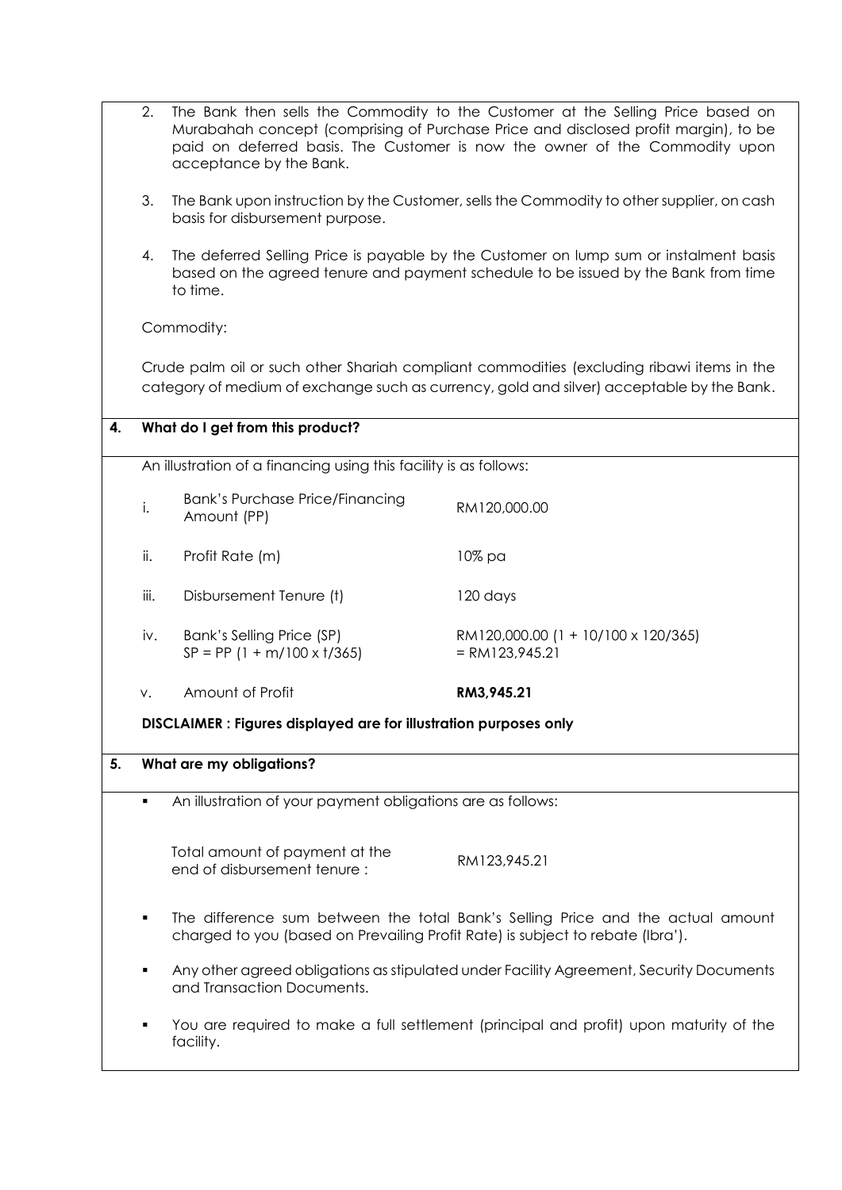2. The Bank then sells the Commodity to the Customer at the Selling Price based on Murabahah concept (comprising of Purchase Price and disclosed profit margin), to be paid on deferred basis. The Customer is now the owner of the Commodity upon acceptance by the Bank.

3. The Bank upon instruction by the Customer, sells the Commodity to other supplier, on cash basis for disbursement purpose.

4. The deferred Selling Price is payable by the Customer on lump sum or instalment basis based on the agreed tenure and payment schedule to be issued by the Bank from time to time.

Commodity:

Crude palm oil or such other Shariah compliant commodities (excluding ribawi items in the category of medium of exchange such as currency, gold and silver) acceptable by the Bank.

## 4. What do I get from this product?

An illustration of a financing using this facility is as follows:

| | | |
|---|---|---|
| i. | Bank's Purchase Price/Financing Amount (PP) | RM120,000.00 |
| ii. | Profit Rate (m) | 10% pa |
| iii. | Disbursement Tenure (t) | 120 days |
| iv. | Bank's Selling Price (SP) $SP = PP\ (1 + m/100 \times t/365)$ | RM120,000.00 $(1 + 10/100 \times 120/365)$ = RM123,945.21 |
| v. | Amount of Profit | **RM3,945.21** |

**DISCLAIMER : Figures displayed are for illustration purposes only**

## 5. What are my obligations?

- An illustration of your payment obligations are as follows:

| | |
|---|---|
| Total amount of payment at the end of disbursement tenure : | RM123,945.21 |

- The difference sum between the total Bank's Selling Price and the actual amount charged to you (based on Prevailing Profit Rate) is subject to rebate (Ibra').
- Any other agreed obligations as stipulated under Facility Agreement, Security Documents and Transaction Documents.
- You are required to make a full settlement (principal and profit) upon maturity of the facility.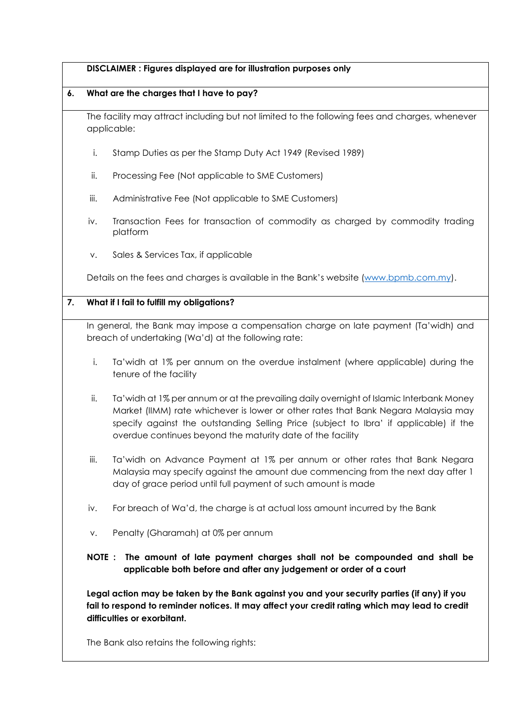**DISCLAIMER : Figures displayed are for illustration purposes only**

## 6. What are the charges that I have to pay?

The facility may attract including but not limited to the following fees and charges, whenever applicable:

i. Stamp Duties as per the Stamp Duty Act 1949 (Revised 1989)

ii. Processing Fee (Not applicable to SME Customers)

iii. Administrative Fee (Not applicable to SME Customers)

iv. Transaction Fees for transaction of commodity as charged by commodity trading platform

v. Sales & Services Tax, if applicable

Details on the fees and charges is available in the Bank's website (www.bpmb.com.my).

## 7. What if I fail to fulfill my obligations?

In general, the Bank may impose a compensation charge on late payment (Ta'widh) and breach of undertaking (Wa'd) at the following rate:

i. Ta'widh at 1% per annum on the overdue instalment (where applicable) during the tenure of the facility

ii. Ta'widh at 1% per annum or at the prevailing daily overnight of Islamic Interbank Money Market (IIMM) rate whichever is lower or other rates that Bank Negara Malaysia may specify against the outstanding Selling Price (subject to Ibra' if applicable) if the overdue continues beyond the maturity date of the facility

iii. Ta'widh on Advance Payment at 1% per annum or other rates that Bank Negara Malaysia may specify against the amount due commencing from the next day after 1 day of grace period until full payment of such amount is made

iv. For breach of Wa'd, the charge is at actual loss amount incurred by the Bank

v. Penalty (Gharamah) at 0% per annum

**NOTE : The amount of late payment charges shall not be compounded and shall be applicable both before and after any judgement or order of a court**

**Legal action may be taken by the Bank against you and your security parties (if any) if you fail to respond to reminder notices. It may affect your credit rating which may lead to credit difficulties or exorbitant.**

The Bank also retains the following rights: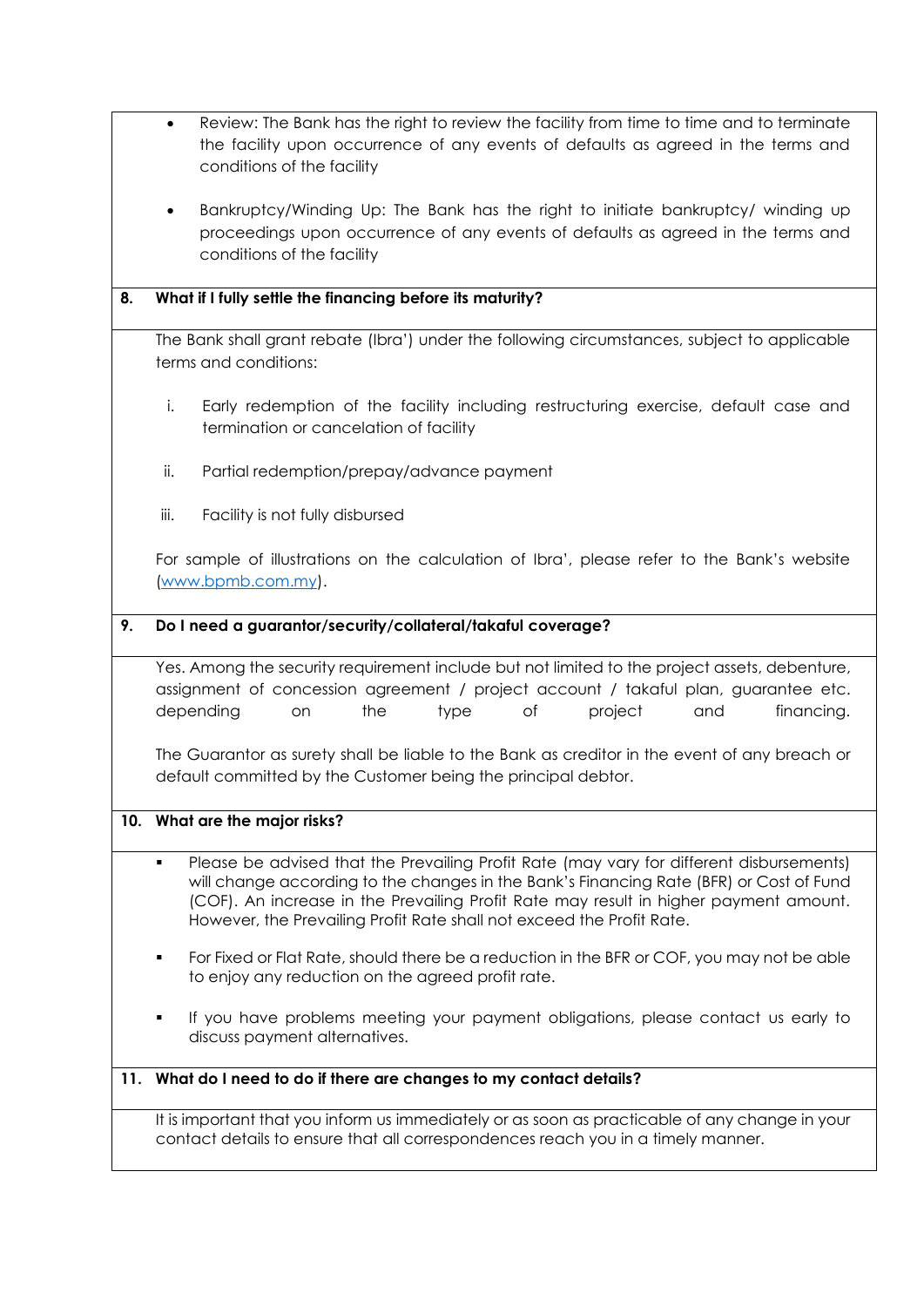- Review: The Bank has the right to review the facility from time to time and to terminate the facility upon occurrence of any events of defaults as agreed in the terms and conditions of the facility

- Bankruptcy/Winding Up: The Bank has the right to initiate bankruptcy/ winding up proceedings upon occurrence of any events of defaults as agreed in the terms and conditions of the facility

**8. What if I fully settle the financing before its maturity?**

The Bank shall grant rebate (Ibra') under the following circumstances, subject to applicable terms and conditions:

i. Early redemption of the facility including restructuring exercise, default case and termination or cancelation of facility

ii. Partial redemption/prepay/advance payment

iii. Facility is not fully disbursed

For sample of illustrations on the calculation of Ibra', please refer to the Bank's website (www.bpmb.com.my).

**9. Do I need a guarantor/security/collateral/takaful coverage?**

Yes. Among the security requirement include but not limited to the project assets, debenture, assignment of concession agreement / project account / takaful plan, guarantee etc. depending on the type of project and financing.

The Guarantor as surety shall be liable to the Bank as creditor in the event of any breach or default committed by the Customer being the principal debtor.

**10. What are the major risks?**

- Please be advised that the Prevailing Profit Rate (may vary for different disbursements) will change according to the changes in the Bank's Financing Rate (BFR) or Cost of Fund (COF). An increase in the Prevailing Profit Rate may result in higher payment amount. However, the Prevailing Profit Rate shall not exceed the Profit Rate.

- For Fixed or Flat Rate, should there be a reduction in the BFR or COF, you may not be able to enjoy any reduction on the agreed profit rate.

- If you have problems meeting your payment obligations, please contact us early to discuss payment alternatives.

**11. What do I need to do if there are changes to my contact details?**

It is important that you inform us immediately or as soon as practicable of any change in your contact details to ensure that all correspondences reach you in a timely manner.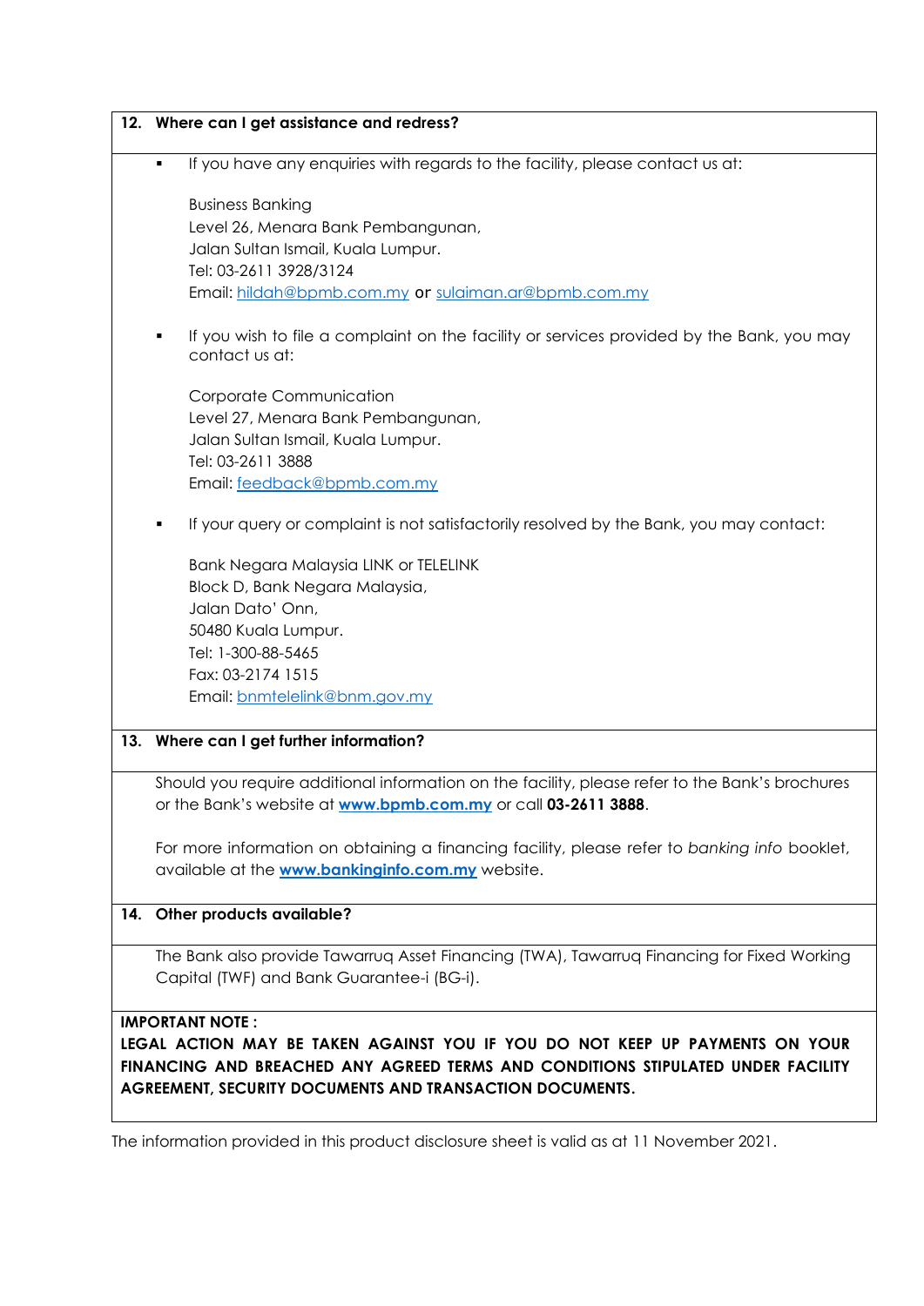## 12. Where can I get assistance and redress?

- If you have any enquiries with regards to the facility, please contact us at:

  Business Banking
  Level 26, Menara Bank Pembangunan,
  Jalan Sultan Ismail, Kuala Lumpur.
  Tel: 03-2611 3928/3124
  Email: hildah@bpmb.com.my or sulaiman.ar@bpmb.com.my

- If you wish to file a complaint on the facility or services provided by the Bank, you may contact us at:

  Corporate Communication
  Level 27, Menara Bank Pembangunan,
  Jalan Sultan Ismail, Kuala Lumpur.
  Tel: 03-2611 3888
  Email: feedback@bpmb.com.my

- If your query or complaint is not satisfactorily resolved by the Bank, you may contact:

  Bank Negara Malaysia LINK or TELELINK
  Block D, Bank Negara Malaysia,
  Jalan Dato' Onn,
  50480 Kuala Lumpur.
  Tel: 1-300-88-5465
  Fax: 03-2174 1515
  Email: bnmtelelink@bnm.gov.my

## 13. Where can I get further information?

Should you require additional information on the facility, please refer to the Bank's brochures or the Bank's website at **www.bpmb.com.my** or call **03-2611 3888**.

For more information on obtaining a financing facility, please refer to *banking info* booklet, available at the **www.bankinginfo.com.my** website.

## 14. Other products available?

The Bank also provide Tawarruq Asset Financing (TWA), Tawarruq Financing for Fixed Working Capital (TWF) and Bank Guarantee-i (BG-i).

**IMPORTANT NOTE :**
**LEGAL ACTION MAY BE TAKEN AGAINST YOU IF YOU DO NOT KEEP UP PAYMENTS ON YOUR FINANCING AND BREACHED ANY AGREED TERMS AND CONDITIONS STIPULATED UNDER FACILITY AGREEMENT, SECURITY DOCUMENTS AND TRANSACTION DOCUMENTS.**

The information provided in this product disclosure sheet is valid as at 11 November 2021.